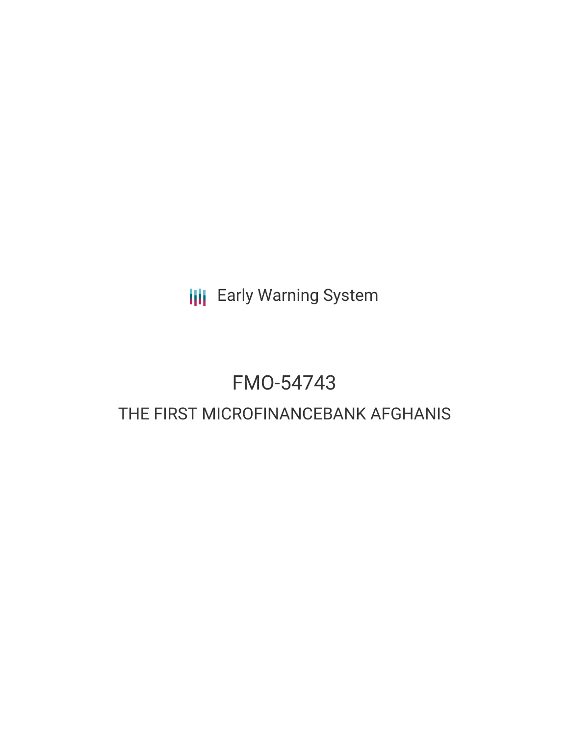Early Warning System

# FMO-54743

## THE FIRST MICROFINANCEBANK AFGHANIS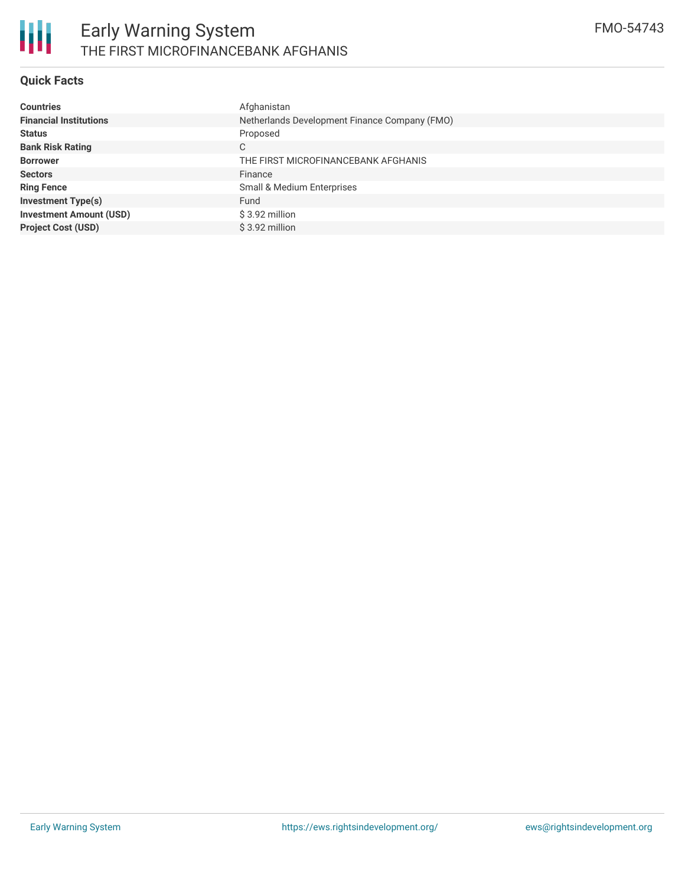# Early Warning System

THE FIRST MICROFINANCEBANK AFGHANIS

FMO-54743

## Quick Facts

| | |
|---|---|
| **Countries** | Afghanistan |
| **Financial Institutions** | Netherlands Development Finance Company (FMO) |
| **Status** | Proposed |
| **Bank Risk Rating** | C |
| **Borrower** | THE FIRST MICROFINANCEBANK AFGHANIS |
| **Sectors** | Finance |
| **Ring Fence** | Small & Medium Enterprises |
| **Investment Type(s)** | Fund |
| **Investment Amount (USD)** | $ 3.92 million |
| **Project Cost (USD)** | $ 3.92 million |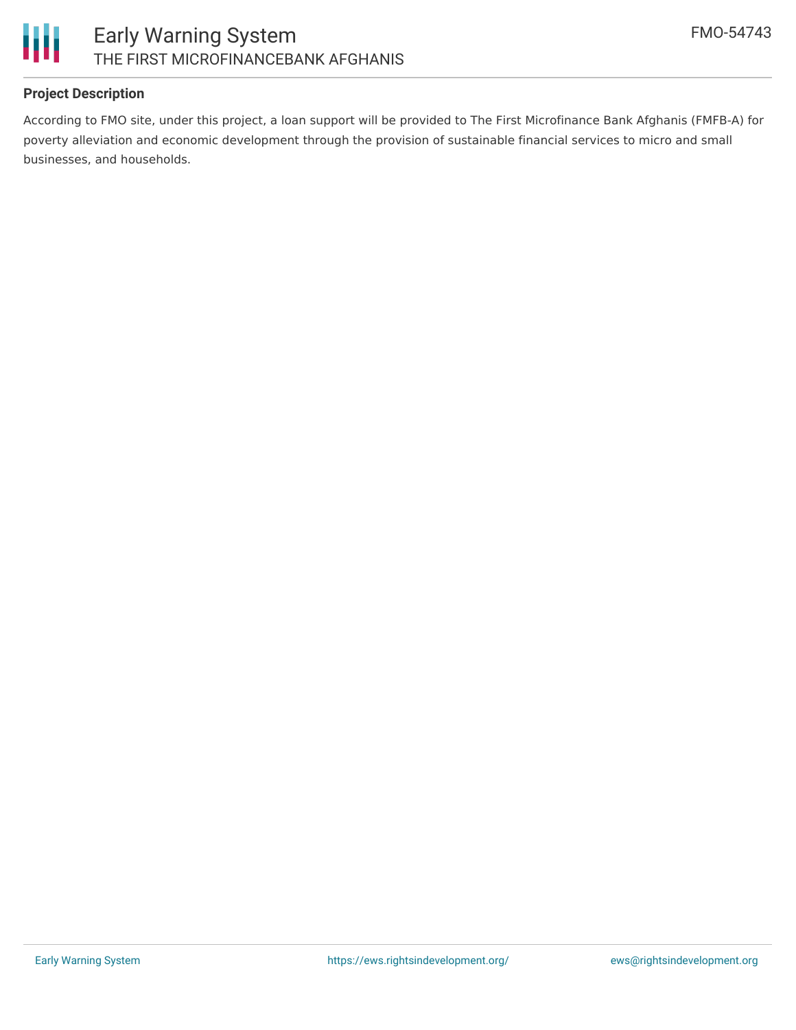## Project Description

According to FMO site, under this project, a loan support will be provided to The First Microfinance Bank Afghanis (FMFB-A) for poverty alleviation and economic development through the provision of sustainable financial services to micro and small businesses, and households.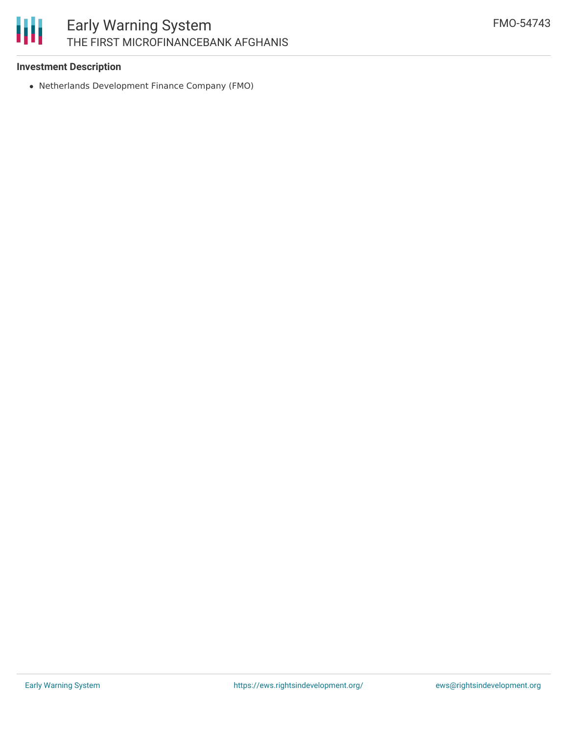### Investment Description

- Netherlands Development Finance Company (FMO)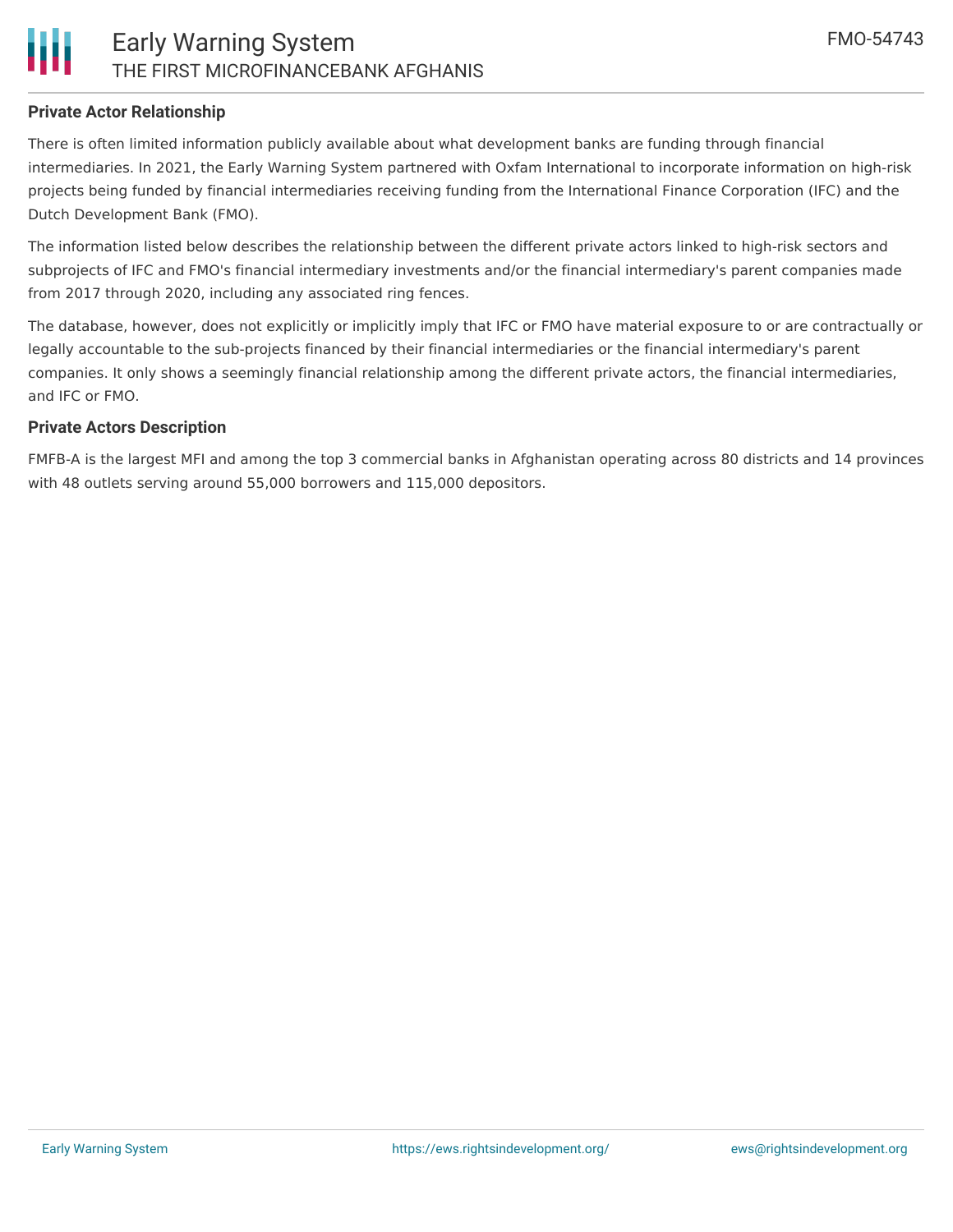### Private Actor Relationship

There is often limited information publicly available about what development banks are funding through financial intermediaries. In 2021, the Early Warning System partnered with Oxfam International to incorporate information on high-risk projects being funded by financial intermediaries receiving funding from the International Finance Corporation (IFC) and the Dutch Development Bank (FMO).

The information listed below describes the relationship between the different private actors linked to high-risk sectors and subprojects of IFC and FMO's financial intermediary investments and/or the financial intermediary's parent companies made from 2017 through 2020, including any associated ring fences.

The database, however, does not explicitly or implicitly imply that IFC or FMO have material exposure to or are contractually or legally accountable to the sub-projects financed by their financial intermediaries or the financial intermediary's parent companies. It only shows a seemingly financial relationship among the different private actors, the financial intermediaries, and IFC or FMO.

### Private Actors Description

FMFB-A is the largest MFI and among the top 3 commercial banks in Afghanistan operating across 80 districts and 14 provinces with 48 outlets serving around 55,000 borrowers and 115,000 depositors.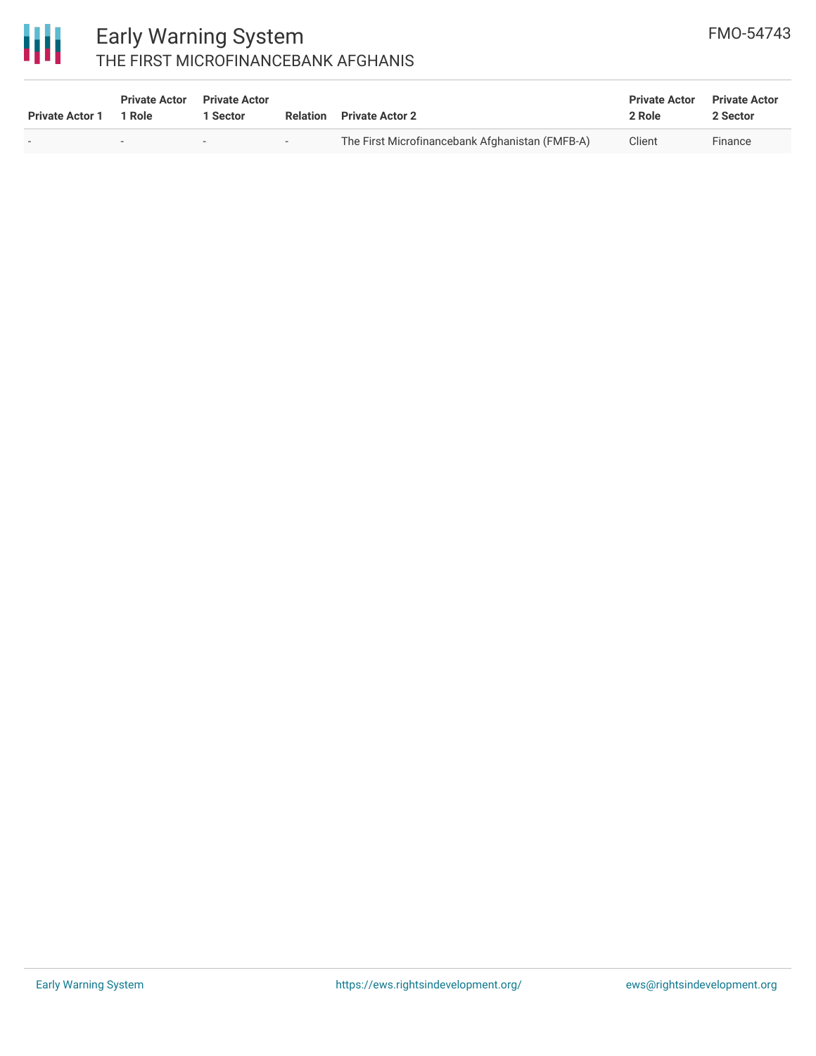| Private Actor 1 | Private Actor 1 Role | Private Actor 1 Sector | Relation | Private Actor 2 | Private Actor 2 Role | Private Actor 2 Sector |
|---|---|---|---|---|---|---|
| - | - | - | - | The First Microfinancebank Afghanistan (FMFB-A) | Client | Finance |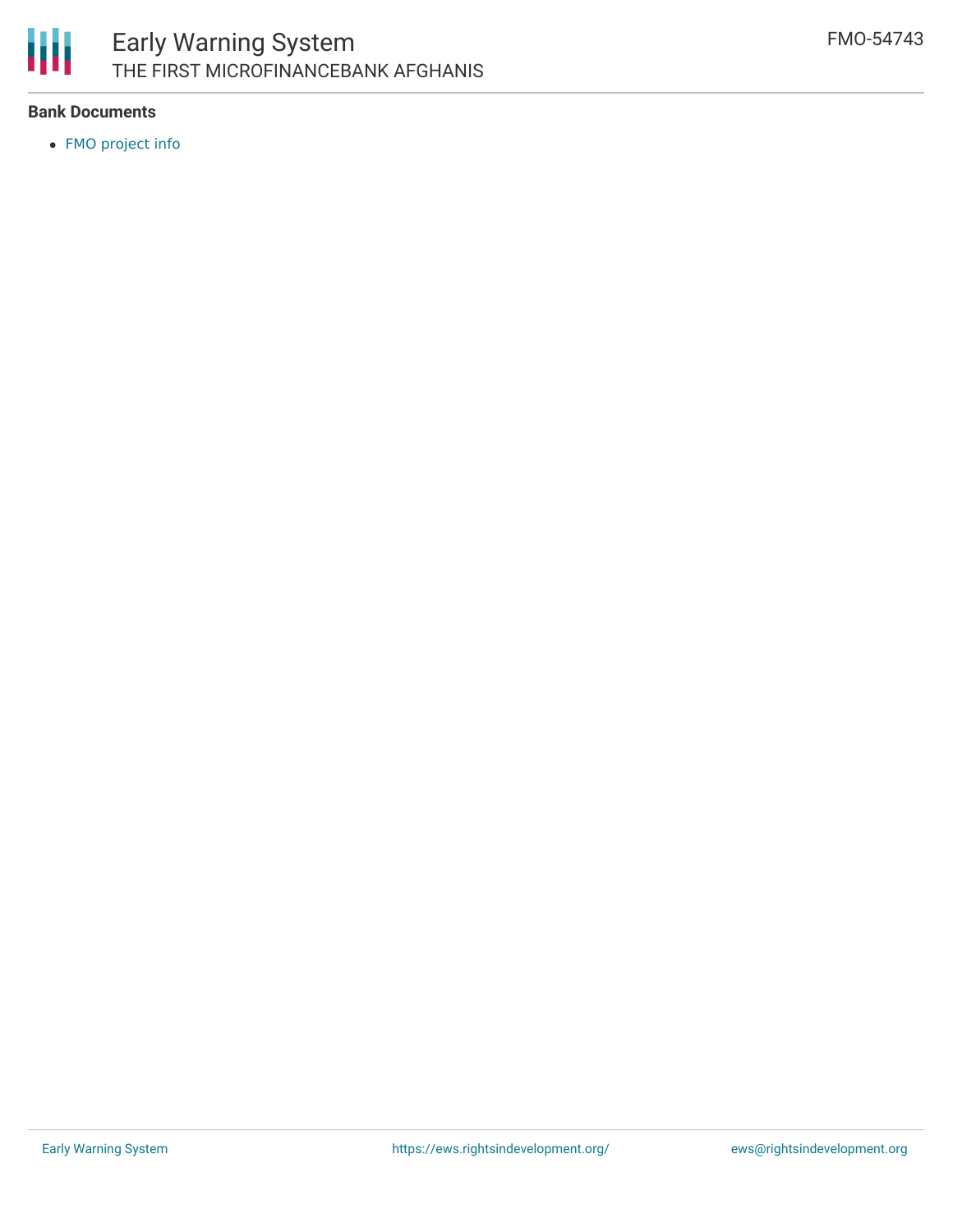**Bank Documents**

- FMO project info